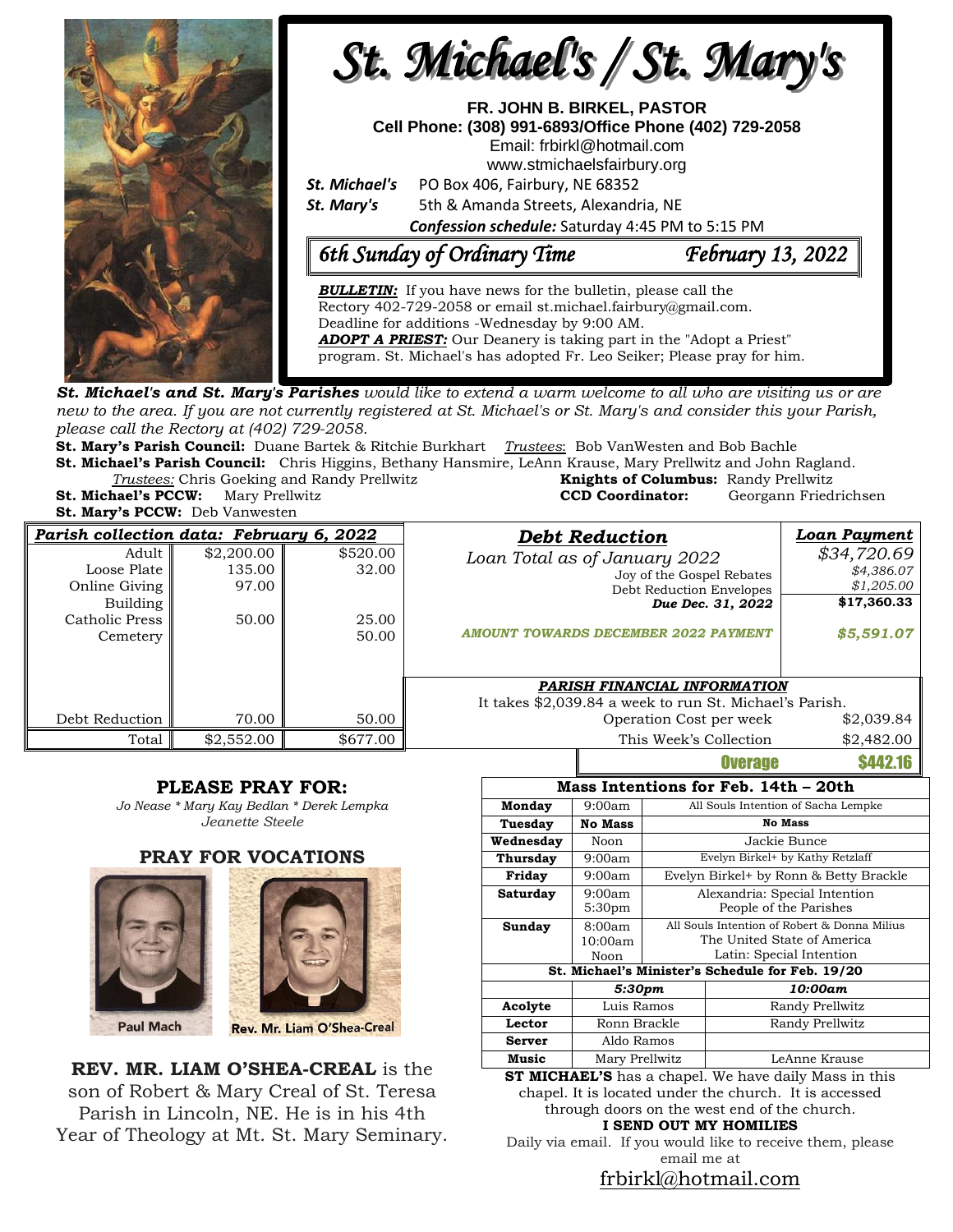# St. Michael's / St. Mary's

**FR. JOHN B. BIRKEL, PASTOR**
**Cell Phone: (308) 991-6893/Office Phone (402) 729-2058**
Email: frbirkl@hotmail.com
www.stmichaelsfairbury.org

***St. Michael's*** PO Box 406, Fairbury, NE 68352
***St. Mary's*** 5th & Amanda Streets, Alexandria, NE

***Confession schedule:*** Saturday 4:45 PM to 5:15 PM

## *6th Sunday of Ordinary Time — February 13, 2022*

***BULLETIN:*** If you have news for the bulletin, please call the Rectory 402-729-2058 or email st.michael.fairbury@gmail.com. Deadline for additions -Wednesday by 9:00 AM.

***ADOPT A PRIEST:*** Our Deanery is taking part in the "Adopt a Priest" program. St. Michael's has adopted Fr. Leo Seiker; Please pray for him.

***St. Michael's and St. Mary's Parishes** would like to extend a warm welcome to all who are visiting us or are new to the area. If you are not currently registered at St. Michael's or St. Mary's and consider this your Parish, please call the Rectory at (402) 729-2058.*

**St. Mary's Parish Council:** Duane Bartek & Ritchie Burkhart *Trustees*: Bob VanWesten and Bob Bachle
**St. Michael's Parish Council:** Chris Higgins, Bethany Hansmire, LeAnn Krause, Mary Prellwitz and John Ragland.
*Trustees:* Chris Goeking and Randy Prellwitz
**Knights of Columbus:** Randy Prellwitz
**St. Michael's PCCW:** Mary Prellwitz
**CCD Coordinator:** Georgann Friedrichsen
**St. Mary's PCCW:** Deb Vanwesten

| ***Parish collection data: February 6, 2022*** | | |
|---|---|---|
| Adult | $2,200.00 | $520.00 |
| Loose Plate | 135.00 | 32.00 |
| Online Giving | 97.00 | |
| Building | | |
| Catholic Press | 50.00 | 25.00 |
| Cemetery | | 50.00 |
| Debt Reduction | 70.00 | 50.00 |
| Total | $2,552.00 | $677.00 |

| ***Debt Reduction*** | ***Loan Payment*** |
|---|---|
| *Loan Total as of January 2022* | *$34,720.69* |
| Joy of the Gospel Rebates | *$4,386.07* |
| Debt Reduction Envelopes | *$1,205.00* |
| ***Due Dec. 31, 2022*** | **$17,360.33** |
| ***AMOUNT TOWARDS DECEMBER 2022 PAYMENT*** | ***$5,591.07*** |

***PARISH FINANCIAL INFORMATION***

It takes $2,039.84 a week to run St. Michael's Parish.

| | |
|---|---|
| Operation Cost per week | $2,039.84 |
| This Week's Collection | $2,482.00 |
| **Overage** | **$442.16** |

## PLEASE PRAY FOR:

*Jo Nease * Mary Kay Bedlan * Derek Lempka*
*Jeanette Steele*

## PRAY FOR VOCATIONS

Paul Mach — Rev. Mr. Liam O'Shea-Creal

**REV. MR. LIAM O'SHEA-CREAL** is the son of Robert & Mary Creal of St. Teresa Parish in Lincoln, NE. He is in his 4th Year of Theology at Mt. St. Mary Seminary.

| **Mass Intentions for Feb. 14th – 20th** | | |
|---|---|---|
| **Monday** | 9:00am | All Souls Intention of Sacha Lempke |
| **Tuesday** | **No Mass** | **No Mass** |
| **Wednesday** | Noon | Jackie Bunce |
| **Thursday** | 9:00am | Evelyn Birkel+ by Kathy Retzlaff |
| **Friday** | 9:00am | Evelyn Birkel+ by Ronn & Betty Brackle |
| **Saturday** | 9:00am<br>5:30pm | Alexandria: Special Intention<br>People of the Parishes |
| **Sunday** | 8:00am<br>10:00am<br>Noon | All Souls Intention of Robert & Donna Milius<br>The United State of America<br>Latin: Special Intention |

| **St. Michael's Minister's Schedule for Feb. 19/20** | | |
|---|---|---|
| | ***5:30pm*** | ***10:00am*** |
| **Acolyte** | Luis Ramos | Randy Prellwitz |
| **Lector** | Ronn Brackle | Randy Prellwitz |
| **Server** | Aldo Ramos | |
| **Music** | Mary Prellwitz | LeAnne Krause |

**ST MICHAEL'S** has a chapel. We have daily Mass in this chapel. It is located under the church. It is accessed through doors on the west end of the church.

**I SEND OUT MY HOMILIES**

Daily via email. If you would like to receive them, please email me at

frbirkl@hotmail.com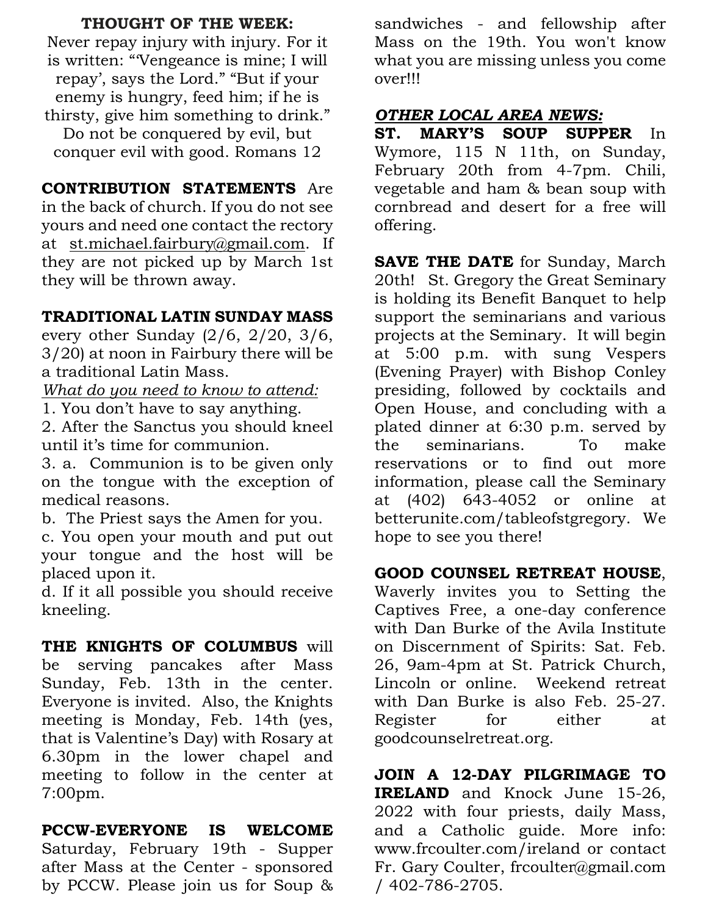**THOUGHT OF THE WEEK:**

Never repay injury with injury. For it is written: "'Vengeance is mine; I will repay', says the Lord." "But if your enemy is hungry, feed him; if he is thirsty, give him something to drink." Do not be conquered by evil, but conquer evil with good. Romans 12

**CONTRIBUTION STATEMENTS** Are in the back of church. If you do not see yours and need one contact the rectory at st.michael.fairbury@gmail.com. If they are not picked up by March 1st they will be thrown away.

**TRADITIONAL LATIN SUNDAY MASS** every other Sunday (2/6, 2/20, 3/6, 3/20) at noon in Fairbury there will be a traditional Latin Mass.

*What do you need to know to attend:*

1. You don't have to say anything.
2. After the Sanctus you should kneel until it's time for communion.
3. a. Communion is to be given only on the tongue with the exception of medical reasons.

b. The Priest says the Amen for you.

c. You open your mouth and put out your tongue and the host will be placed upon it.

d. If it all possible you should receive kneeling.

**THE KNIGHTS OF COLUMBUS** will be serving pancakes after Mass Sunday, Feb. 13th in the center. Everyone is invited. Also, the Knights meeting is Monday, Feb. 14th (yes, that is Valentine's Day) with Rosary at 6.30pm in the lower chapel and meeting to follow in the center at 7:00pm.

**PCCW-EVERYONE IS WELCOME** Saturday, February 19th - Supper after Mass at the Center - sponsored by PCCW. Please join us for Soup & sandwiches - and fellowship after Mass on the 19th. You won't know what you are missing unless you come over!!!

***OTHER LOCAL AREA NEWS:***

**ST. MARY'S SOUP SUPPER** In Wymore, 115 N 11th, on Sunday, February 20th from 4-7pm. Chili, vegetable and ham & bean soup with cornbread and desert for a free will offering.

**SAVE THE DATE** for Sunday, March 20th! St. Gregory the Great Seminary is holding its Benefit Banquet to help support the seminarians and various projects at the Seminary. It will begin at 5:00 p.m. with sung Vespers (Evening Prayer) with Bishop Conley presiding, followed by cocktails and Open House, and concluding with a plated dinner at 6:30 p.m. served by the seminarians. To make reservations or to find out more information, please call the Seminary at (402) 643-4052 or online at betterunite.com/tableofstgregory. We hope to see you there!

**GOOD COUNSEL RETREAT HOUSE**, Waverly invites you to Setting the Captives Free, a one-day conference with Dan Burke of the Avila Institute on Discernment of Spirits: Sat. Feb. 26, 9am-4pm at St. Patrick Church, Lincoln or online. Weekend retreat with Dan Burke is also Feb. 25-27. Register for either at goodcounselretreat.org.

**JOIN A 12-DAY PILGRIMAGE TO IRELAND** and Knock June 15-26, 2022 with four priests, daily Mass, and a Catholic guide. More info: www.frcoulter.com/ireland or contact Fr. Gary Coulter, frcoulter@gmail.com / 402-786-2705.